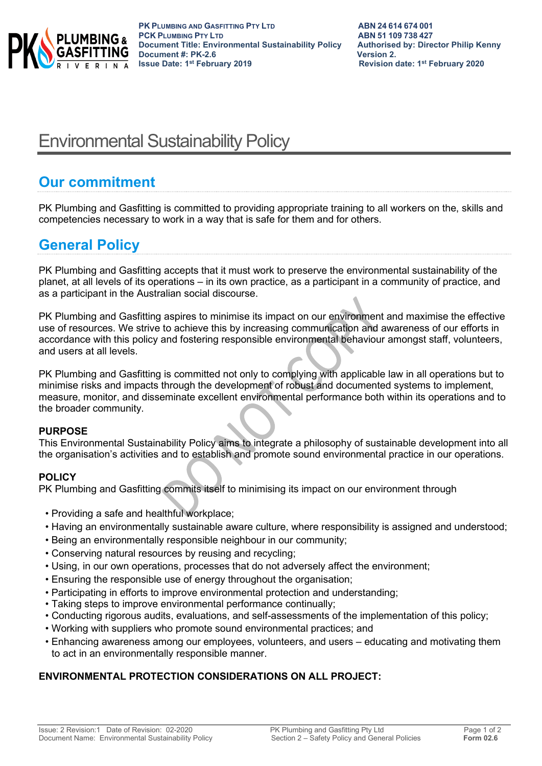# Environmental Sustainability Policy

## Our commitment

PK Plumbing and Gasfitting is committed to providing appropriate training to all workers on the, skills and competencies necessary to work in a way that is safe for them and for others.

## General Policy

PK Plumbing and Gasfitting accepts that it must work to preserve the environmental sustainability of the planet, at all levels of its operations – in its own practice, as a participant in a community of practice, and as a participant in the Australian social discourse.

PK Plumbing and Gasfitting aspires to minimise its impact on our environment and maximise the effective use of resources. We strive to achieve this by increasing communication and awareness of our efforts in accordance with this policy and fostering responsible environmental behaviour amongst staff, volunteers, and users at all levels.

PK Plumbing and Gasfitting is committed not only to complying with applicable law in all operations but to minimise risks and impacts through the development of robust and documented systems to implement, measure, monitor, and disseminate excellent environmental performance both within its operations and to the broader community.

**PURPOSE**

This Environmental Sustainability Policy aims to integrate a philosophy of sustainable development into all the organisation's activities and to establish and promote sound environmental practice in our operations.

**POLICY**

PK Plumbing and Gasfitting commits itself to minimising its impact on our environment through

- Providing a safe and healthful workplace;
- Having an environmentally sustainable aware culture, where responsibility is assigned and understood;
- Being an environmentally responsible neighbour in our community;
- Conserving natural resources by reusing and recycling;
- Using, in our own operations, processes that do not adversely affect the environment;
- Ensuring the responsible use of energy throughout the organisation;
- Participating in efforts to improve environmental protection and understanding;
- Taking steps to improve environmental performance continually;
- Conducting rigorous audits, evaluations, and self-assessments of the implementation of this policy;
- Working with suppliers who promote sound environmental practices; and
- Enhancing awareness among our employees, volunteers, and users – educating and motivating them to act in an environmentally responsible manner.

**ENVIRONMENTAL PROTECTION CONSIDERATIONS ON ALL PROJECT:**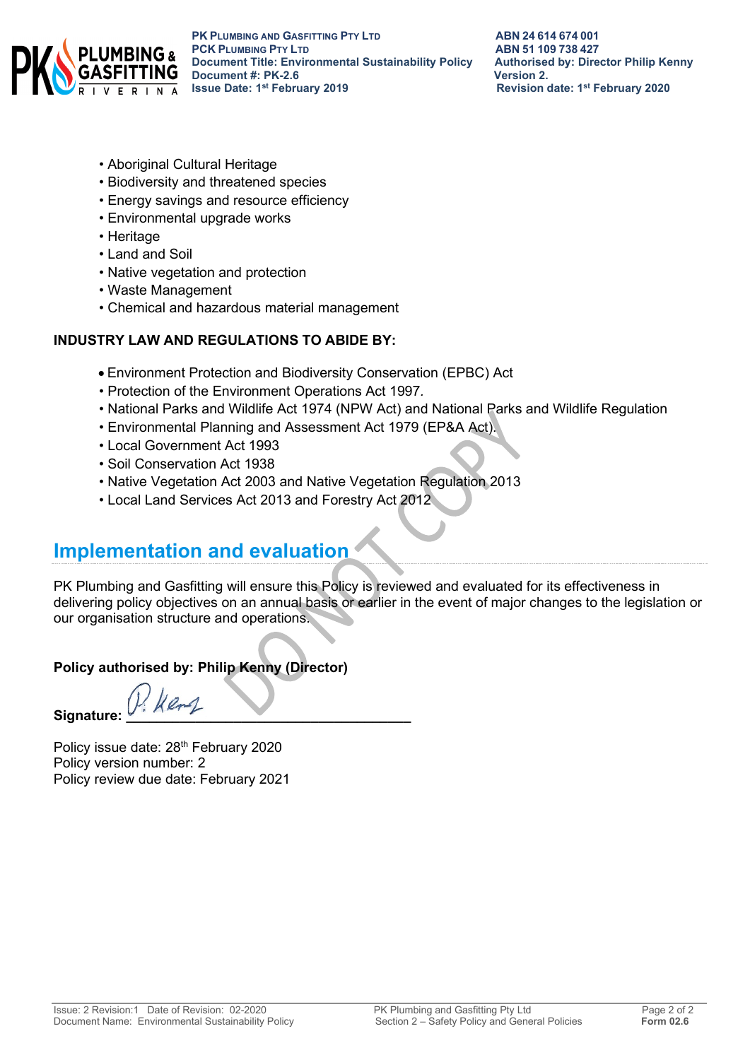- Aboriginal Cultural Heritage
- Biodiversity and threatened species
- Energy savings and resource efficiency
- Environmental upgrade works
- Heritage
- Land and Soil
- Native vegetation and protection
- Waste Management
- Chemical and hazardous material management

**INDUSTRY LAW AND REGULATIONS TO ABIDE BY:**

- Environment Protection and Biodiversity Conservation (EPBC) Act
- Protection of the Environment Operations Act 1997.
- National Parks and Wildlife Act 1974 (NPW Act) and National Parks and Wildlife Regulation
- Environmental Planning and Assessment Act 1979 (EP&A Act).
- Local Government Act 1993
- Soil Conservation Act 1938
- Native Vegetation Act 2003 and Native Vegetation Regulation 2013
- Local Land Services Act 2013 and Forestry Act 2012

## Implementation and evaluation

PK Plumbing and Gasfitting will ensure this Policy is reviewed and evaluated for its effectiveness in delivering policy objectives on an annual basis or earlier in the event of major changes to the legislation or our organisation structure and operations.

**Policy authorised by: Philip Kenny (Director)**

**Signature:** ___________________________________

Policy issue date: 28th February 2020
Policy version number: 2
Policy review due date: February 2021